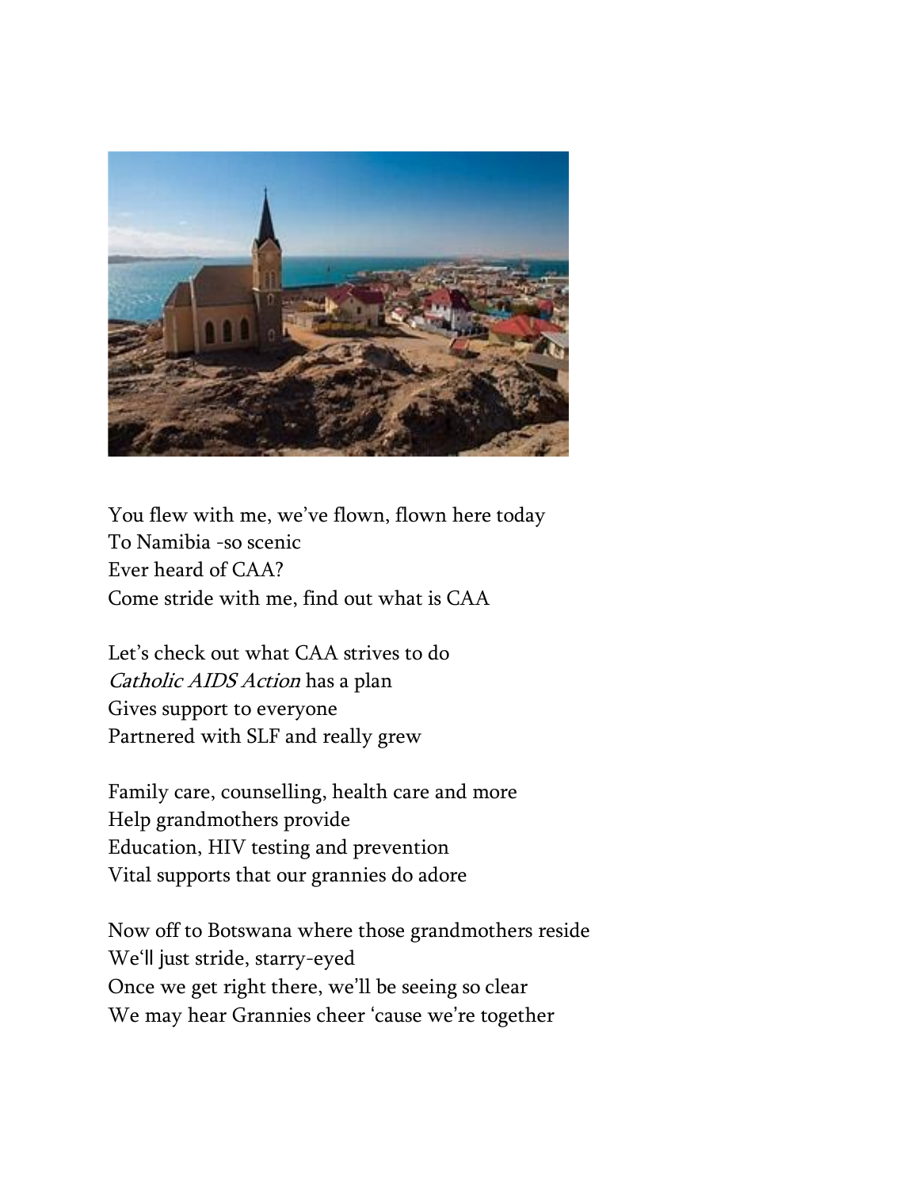You flew with me, we've flown, flown here today
To Namibia -so scenic
Ever heard of CAA?
Come stride with me, find out what is CAA

Let's check out what CAA strives to do
*Catholic AIDS Action* has a plan
Gives support to everyone
Partnered with SLF and really grew

Family care, counselling, health care and more
Help grandmothers provide
Education, HIV testing and prevention
Vital supports that our grannies do adore

Now off to Botswana where those grandmothers reside
We'll just stride, starry-eyed
Once we get right there, we'll be seeing so clear
We may hear Grannies cheer 'cause we're together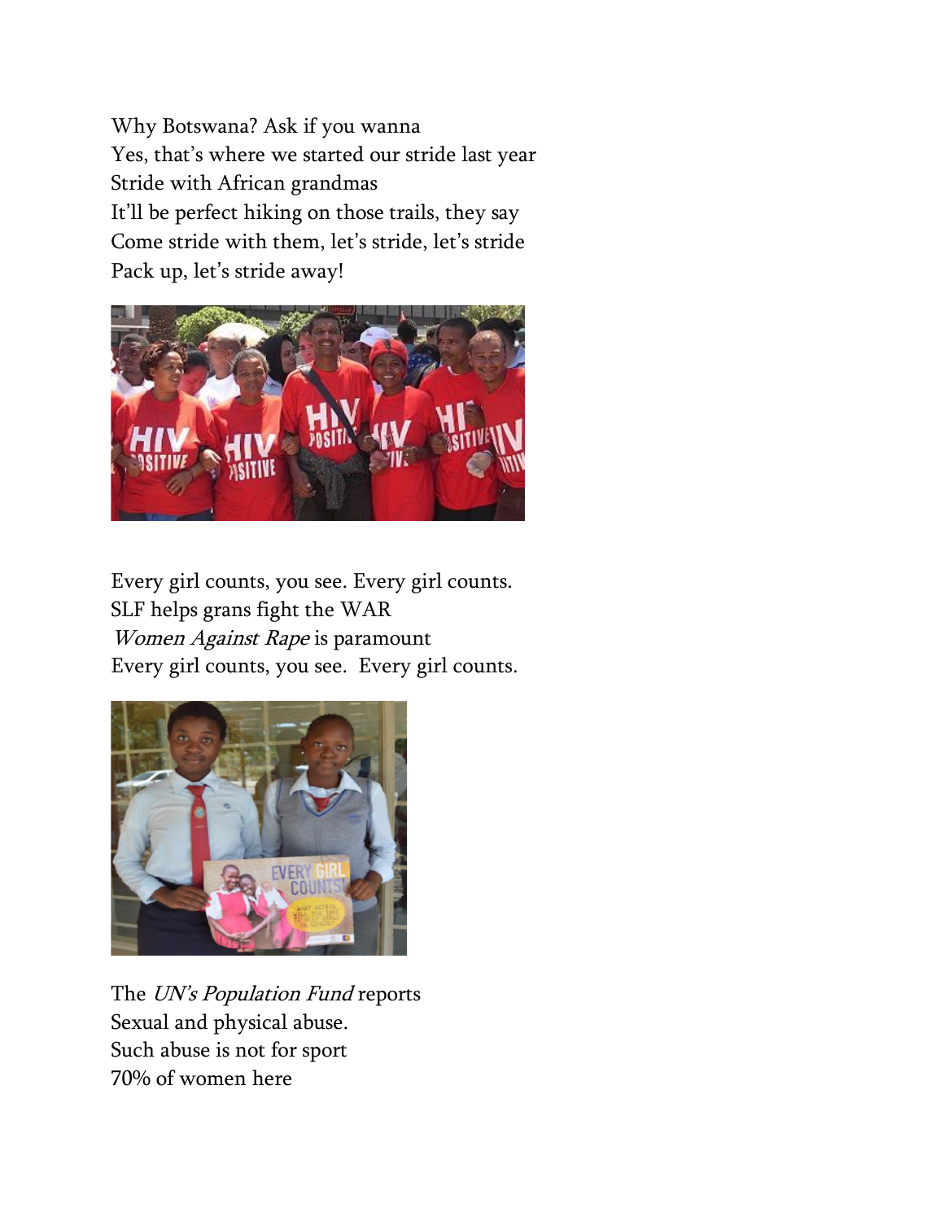Why Botswana? Ask if you wanna
Yes, that's where we started our stride last year
Stride with African grandmas
It'll be perfect hiking on those trails, they say
Come stride with them, let's stride, let's stride
Pack up, let's stride away!

Every girl counts, you see. Every girl counts.
SLF helps grans fight the WAR
*Women Against Rape* is paramount
Every girl counts, you see. Every girl counts.

The *UN's Population Fund* reports
Sexual and physical abuse.
Such abuse is not for sport
70% of women here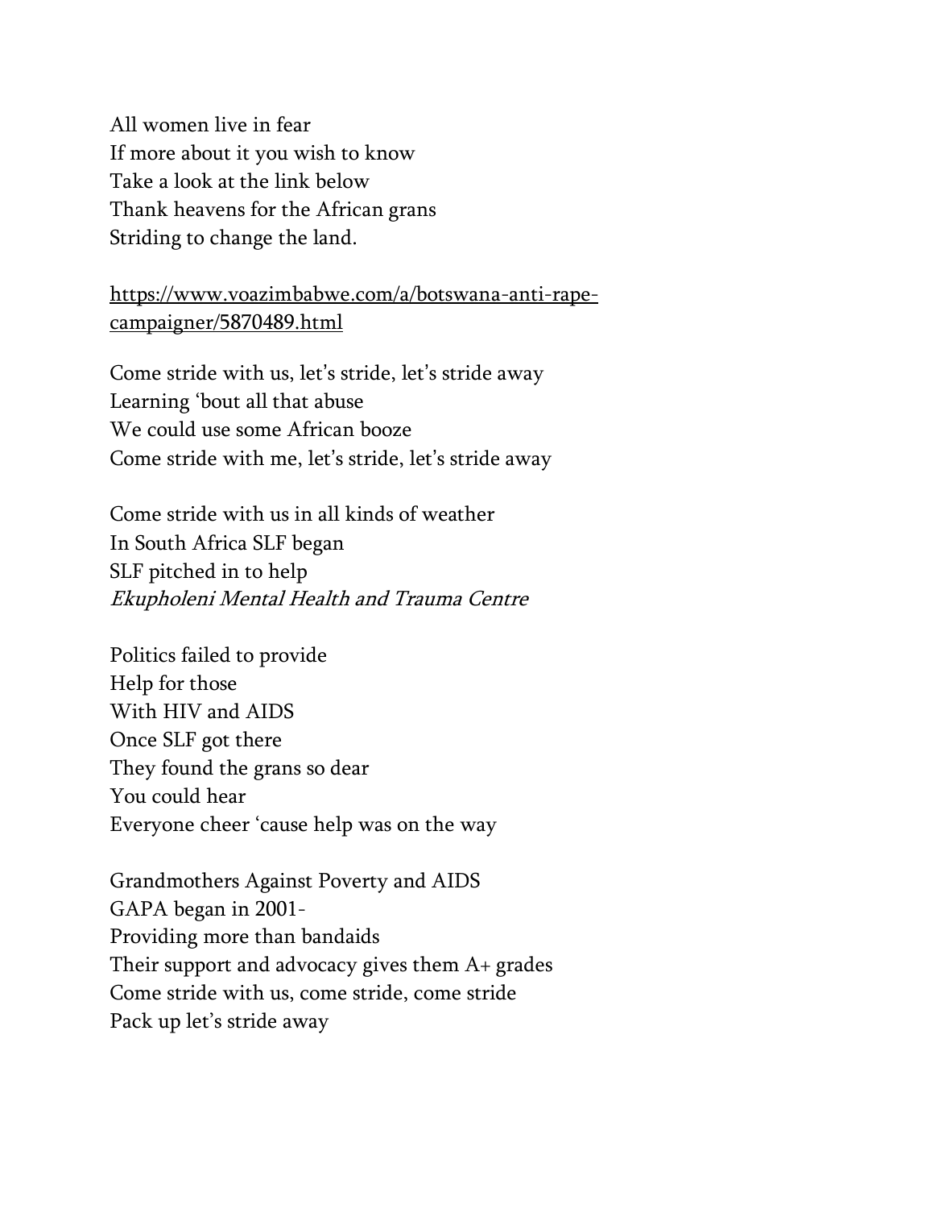All women live in fear  
If more about it you wish to know  
Take a look at the link below  
Thank heavens for the African grans  
Striding to change the land.

[https://www.voazimbabwe.com/a/botswana-anti-rape-campaigner/5870489.html](https://www.voazimbabwe.com/a/botswana-anti-rape-campaigner/5870489.html)

Come stride with us, let's stride, let's stride away  
Learning 'bout all that abuse  
We could use some African booze  
Come stride with me, let's stride, let's stride away

Come stride with us in all kinds of weather  
In South Africa SLF began  
SLF pitched in to help  
*Ekupholeni Mental Health and Trauma Centre*

Politics failed to provide  
Help for those  
With HIV and AIDS  
Once SLF got there  
They found the grans so dear  
You could hear  
Everyone cheer 'cause help was on the way

Grandmothers Against Poverty and AIDS  
GAPA began in 2001-  
Providing more than bandaids  
Their support and advocacy gives them A+ grades  
Come stride with us, come stride, come stride  
Pack up let's stride away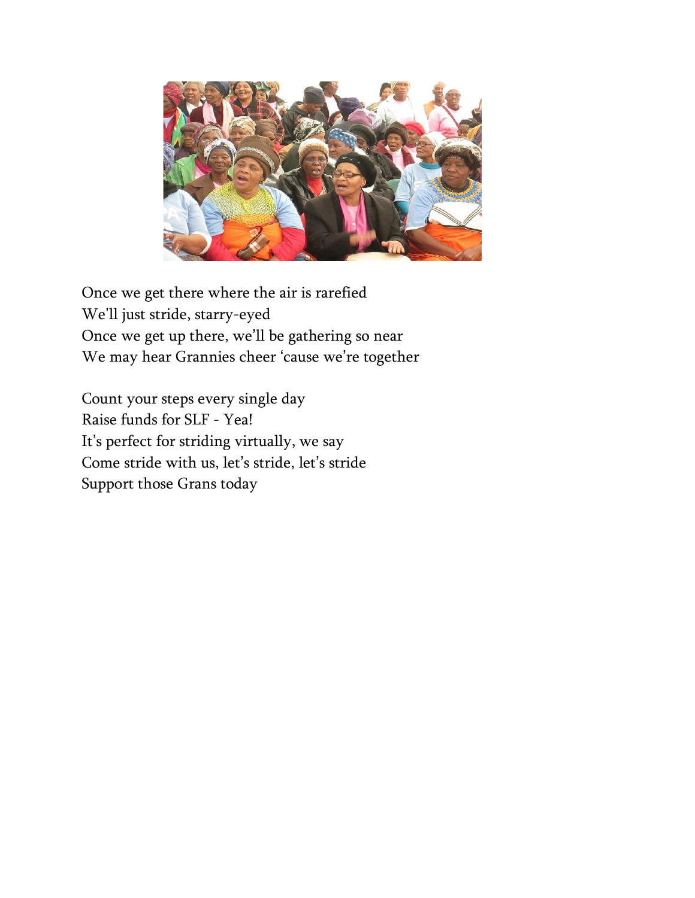Once we get there where the air is rarefied
We'll just stride, starry-eyed
Once we get up there, we'll be gathering so near
We may hear Grannies cheer 'cause we're together

Count your steps every single day
Raise funds for SLF - Yea!
It's perfect for striding virtually, we say
Come stride with us, let's stride, let's stride
Support those Grans today